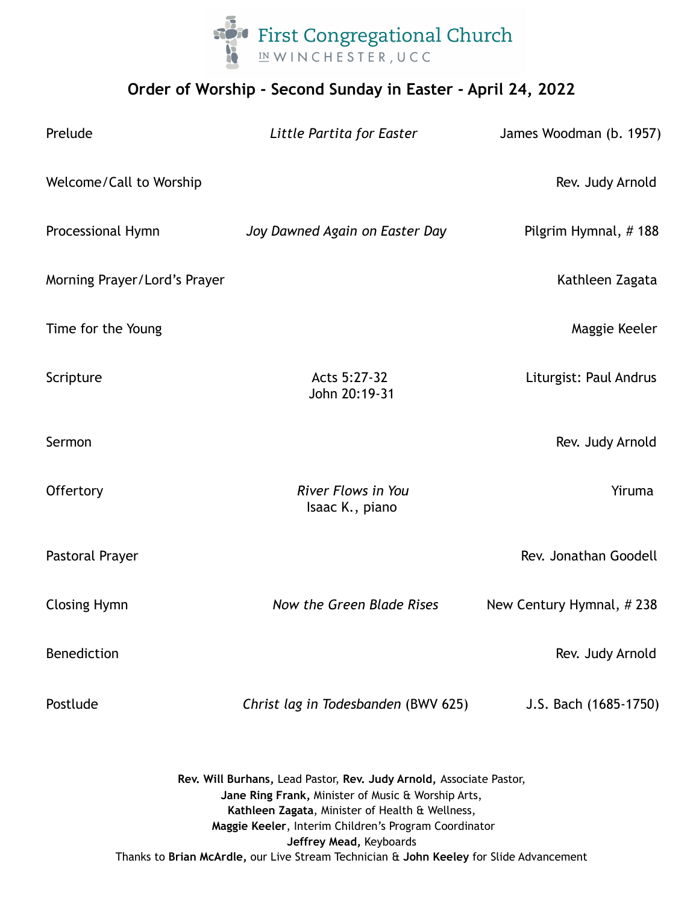First Congregational Church

IN WINCHESTER, UCC

## Order of Worship - Second Sunday in Easter - April 24, 2022

| | | |
|---|---|---|
| Prelude | *Little Partita for Easter* | James Woodman (b. 1957) |
| Welcome/Call to Worship | | Rev. Judy Arnold |
| Processional Hymn | *Joy Dawned Again on Easter Day* | Pilgrim Hymnal, # 188 |
| Morning Prayer/Lord's Prayer | | Kathleen Zagata |
| Time for the Young | | Maggie Keeler |
| Scripture | Acts 5:27-32<br>John 20:19-31 | Liturgist: Paul Andrus |
| Sermon | | Rev. Judy Arnold |
| Offertory | *River Flows in You*<br>Isaac K., piano | Yiruma |
| Pastoral Prayer | | Rev. Jonathan Goodell |
| Closing Hymn | *Now the Green Blade Rises* | New Century Hymnal, # 238 |
| Benediction | | Rev. Judy Arnold |
| Postlude | *Christ lag in Todesbanden* (BWV 625) | J.S. Bach (1685-1750) |

**Rev. Will Burhans,** Lead Pastor, **Rev. Judy Arnold,** Associate Pastor,
**Jane Ring Frank,** Minister of Music & Worship Arts,
**Kathleen Zagata**, Minister of Health & Wellness,
**Maggie Keeler**, Interim Children's Program Coordinator
**Jeffrey Mead,** Keyboards
Thanks to **Brian McArdle,** our Live Stream Technician & **John Keeley** for Slide Advancement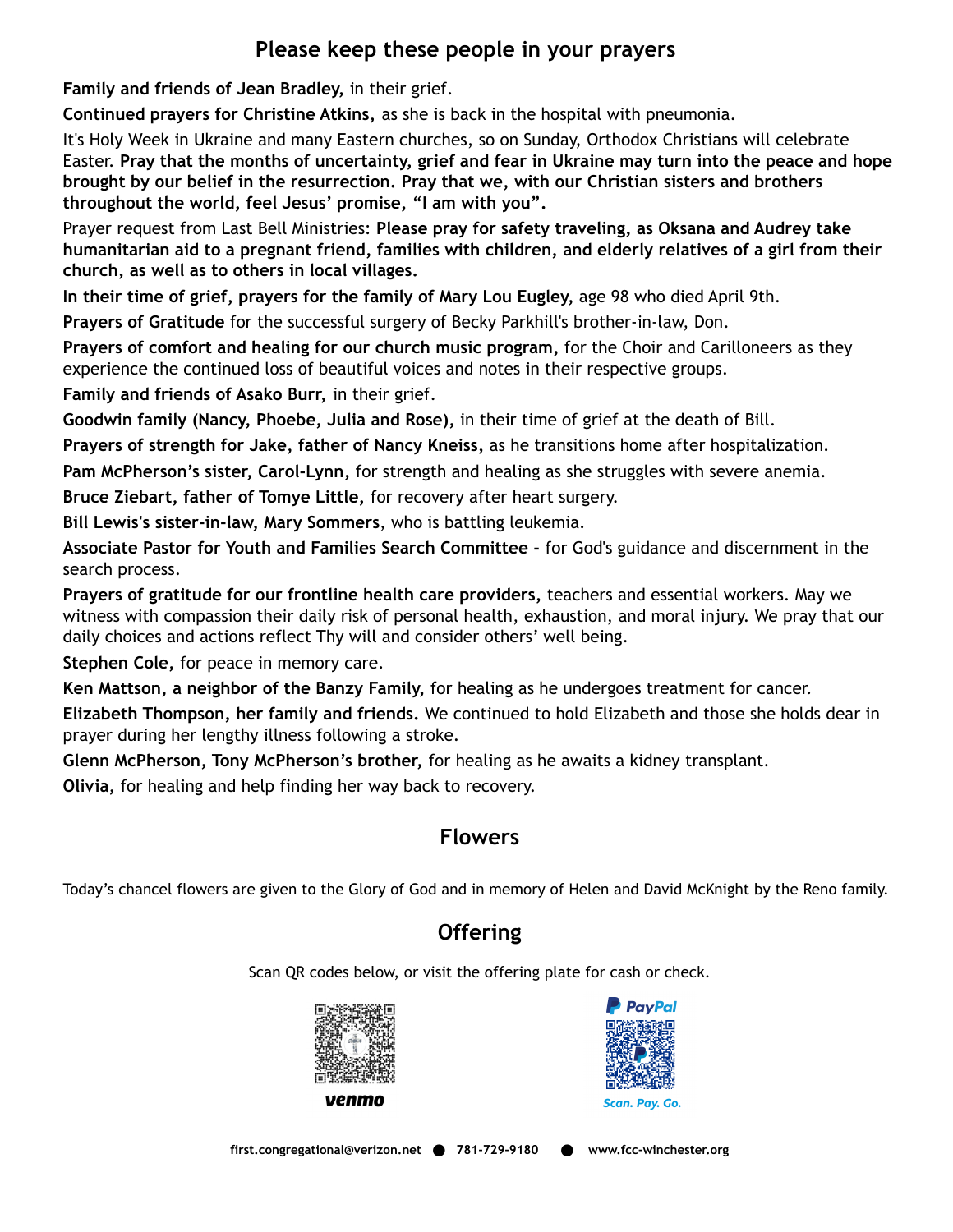## Please keep these people in your prayers

**Family and friends of Jean Bradley,** in their grief.

**Continued prayers for Christine Atkins,** as she is back in the hospital with pneumonia.

It's Holy Week in Ukraine and many Eastern churches, so on Sunday, Orthodox Christians will celebrate Easter. **Pray that the months of uncertainty, grief and fear in Ukraine may turn into the peace and hope brought by our belief in the resurrection. Pray that we, with our Christian sisters and brothers throughout the world, feel Jesus' promise, "I am with you".**

Prayer request from Last Bell Ministries: **Please pray for safety traveling, as Oksana and Audrey take humanitarian aid to a pregnant friend, families with children, and elderly relatives of a girl from their church, as well as to others in local villages.**

**In their time of grief, prayers for the family of Mary Lou Eugley,** age 98 who died April 9th.

**Prayers of Gratitude** for the successful surgery of Becky Parkhill's brother-in-law, Don.

**Prayers of comfort and healing for our church music program,** for the Choir and Carilloneers as they experience the continued loss of beautiful voices and notes in their respective groups.

**Family and friends of Asako Burr,** in their grief.

**Goodwin family (Nancy, Phoebe, Julia and Rose),** in their time of grief at the death of Bill.

**Prayers of strength for Jake, father of Nancy Kneiss,** as he transitions home after hospitalization.

**Pam McPherson's sister, Carol-Lynn,** for strength and healing as she struggles with severe anemia.

**Bruce Ziebart, father of Tomye Little,** for recovery after heart surgery.

**Bill Lewis's sister-in-law, Mary Sommers**, who is battling leukemia.

**Associate Pastor for Youth and Families Search Committee -** for God's guidance and discernment in the search process.

**Prayers of gratitude for our frontline health care providers,** teachers and essential workers. May we witness with compassion their daily risk of personal health, exhaustion, and moral injury. We pray that our daily choices and actions reflect Thy will and consider others' well being.

**Stephen Cole,** for peace in memory care.

**Ken Mattson, a neighbor of the Banzy Family,** for healing as he undergoes treatment for cancer.

**Elizabeth Thompson, her family and friends.** We continued to hold Elizabeth and those she holds dear in prayer during her lengthy illness following a stroke.

**Glenn McPherson, Tony McPherson's brother,** for healing as he awaits a kidney transplant.

**Olivia,** for healing and help finding her way back to recovery.

## Flowers

Today's chancel flowers are given to the Glory of God and in memory of Helen and David McKnight by the Reno family.

## Offering

Scan QR codes below, or visit the offering plate for cash or check.

venmo

PayPal
Scan. Pay. Go.

first.congregational@verizon.net ● 781-729-9180 ● www.fcc-winchester.org